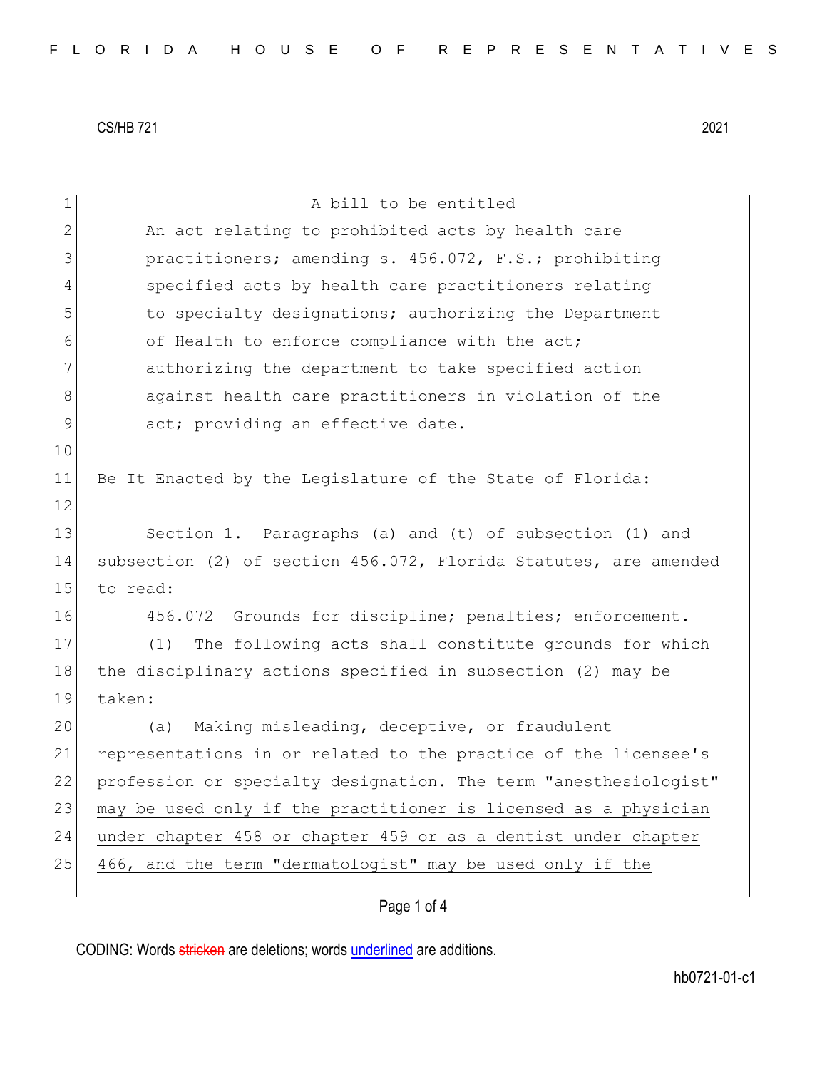CS/HB 721 2021

A bill to be entitled

An act relating to prohibited acts by health care practitioners; amending s. 456.072, F.S.; prohibiting specified acts by health care practitioners relating to specialty designations; authorizing the Department of Health to enforce compliance with the act; authorizing the department to take specified action against health care practitioners in violation of the act; providing an effective date.

Be It Enacted by the Legislature of the State of Florida:

Section 1. Paragraphs (a) and (t) of subsection (1) and subsection (2) of section 456.072, Florida Statutes, are amended to read:

456.072 Grounds for discipline; penalties; enforcement.—

(1) The following acts shall constitute grounds for which the disciplinary actions specified in subsection (2) may be taken:

(a) Making misleading, deceptive, or fraudulent representations in or related to the practice of the licensee's profession <u>or specialty designation. The term "anesthesiologist" may be used only if the practitioner is licensed as a physician under chapter 458 or chapter 459 or as a dentist under chapter 466, and the term "dermatologist" may be used only if the</u>

CODING: Words ~~stricken~~ are deletions; words <u>underlined</u> are additions.

hb0721-01-c1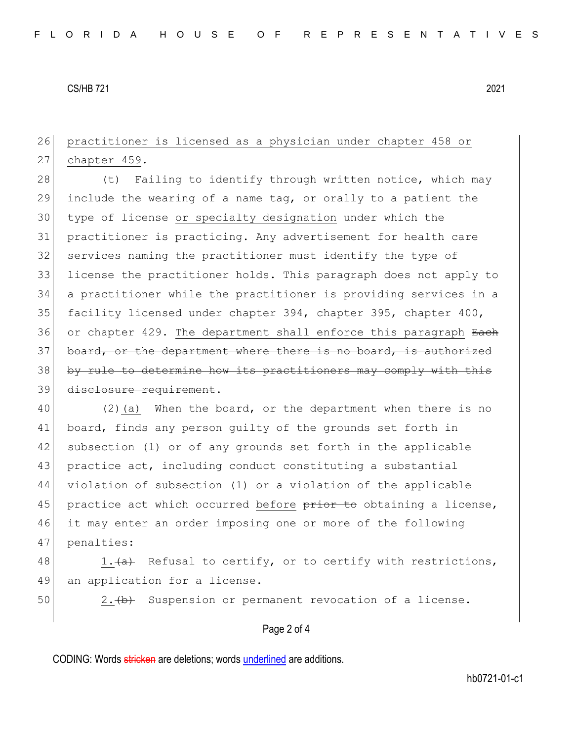<u>practitioner is licensed as a physician under chapter 458 or chapter 459</u>.

(t) Failing to identify through written notice, which may include the wearing of a name tag, or orally to a patient the type of license <u>or specialty designation</u> under which the practitioner is practicing. Any advertisement for health care services naming the practitioner must identify the type of license the practitioner holds. This paragraph does not apply to a practitioner while the practitioner is providing services in a facility licensed under chapter 394, chapter 395, chapter 400, or chapter 429. <u>The department shall enforce this paragraph</u> ~~Each board, or the department where there is no board, is authorized by rule to determine how its practitioners may comply with this disclosure requirement~~.

(2)<u>(a)</u> When the board, or the department when there is no board, finds any person guilty of the grounds set forth in subsection (1) or of any grounds set forth in the applicable practice act, including conduct constituting a substantial violation of subsection (1) or a violation of the applicable practice act which occurred <u>before</u> ~~prior to~~ obtaining a license, it may enter an order imposing one or more of the following penalties:

<u>1.</u>~~(a)~~ Refusal to certify, or to certify with restrictions, an application for a license.

<u>2.</u>~~(b)~~ Suspension or permanent revocation of a license.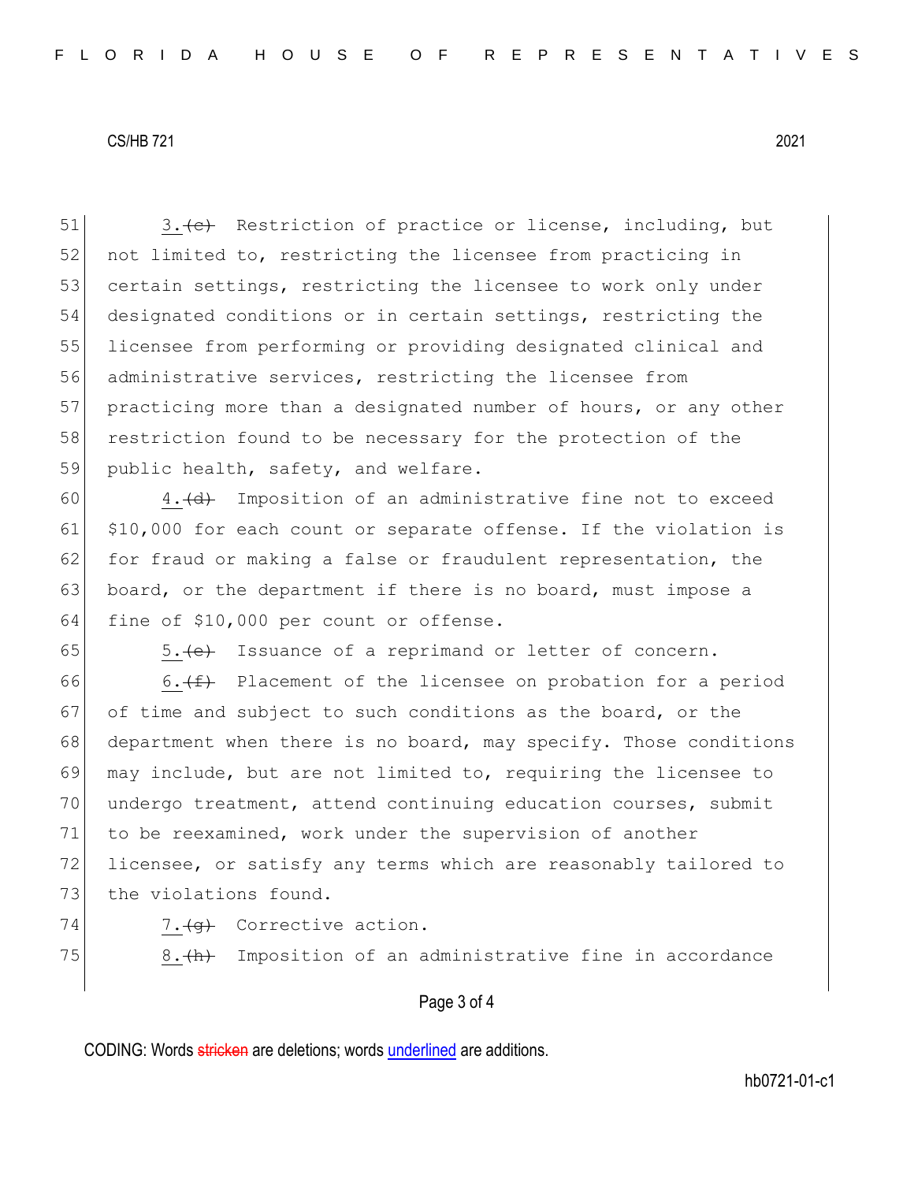3.(c) Restriction of practice or license, including, but not limited to, restricting the licensee from practicing in certain settings, restricting the licensee to work only under designated conditions or in certain settings, restricting the licensee from performing or providing designated clinical and administrative services, restricting the licensee from practicing more than a designated number of hours, or any other restriction found to be necessary for the protection of the public health, safety, and welfare.

4.(d) Imposition of an administrative fine not to exceed $10,000 for each count or separate offense. If the violation is for fraud or making a false or fraudulent representation, the board, or the department if there is no board, must impose a fine of $10,000 per count or offense.

5.(e) Issuance of a reprimand or letter of concern.

6.(f) Placement of the licensee on probation for a period of time and subject to such conditions as the board, or the department when there is no board, may specify. Those conditions may include, but are not limited to, requiring the licensee to undergo treatment, attend continuing education courses, submit to be reexamined, work under the supervision of another licensee, or satisfy any terms which are reasonably tailored to the violations found.

7.(g) Corrective action.

8.(h) Imposition of an administrative fine in accordance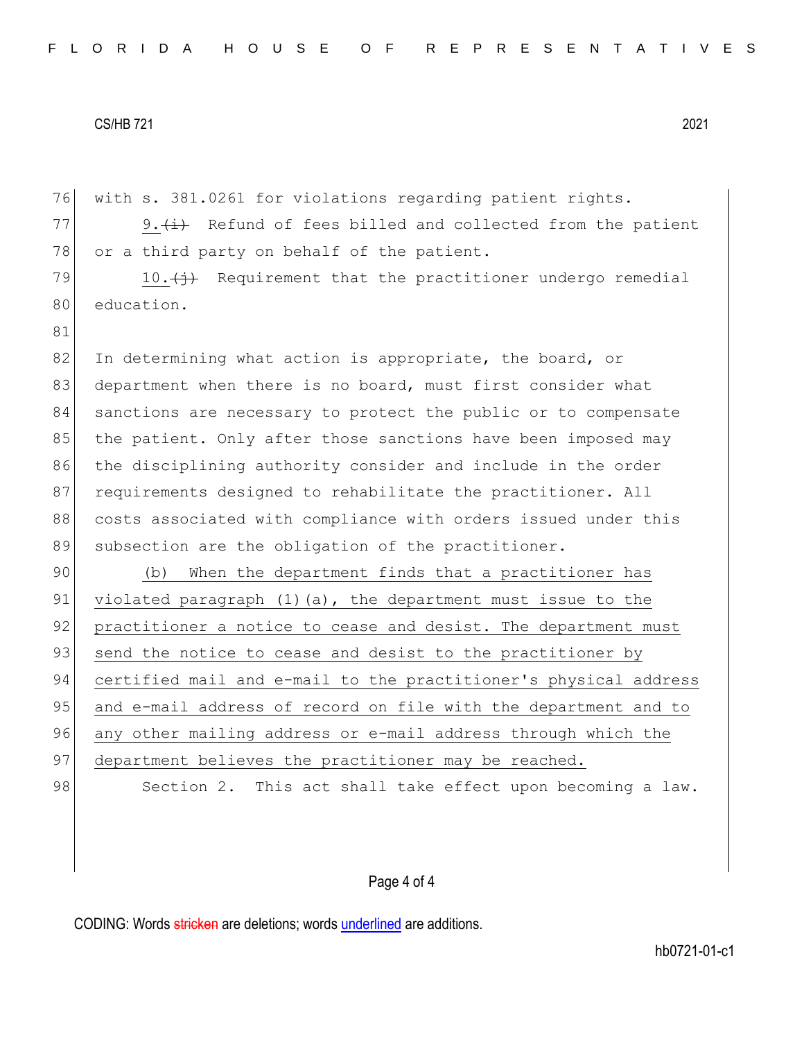with s. 381.0261 for violations regarding patient rights.

9.~~(i)~~ Refund of fees billed and collected from the patient or a third party on behalf of the patient.

10.~~(j)~~ Requirement that the practitioner undergo remedial education.

In determining what action is appropriate, the board, or department when there is no board, must first consider what sanctions are necessary to protect the public or to compensate the patient. Only after those sanctions have been imposed may the disciplining authority consider and include in the order requirements designed to rehabilitate the practitioner. All costs associated with compliance with orders issued under this subsection are the obligation of the practitioner.

(b) When the department finds that a practitioner has violated paragraph (1)(a), the department must issue to the practitioner a notice to cease and desist. The department must send the notice to cease and desist to the practitioner by certified mail and e-mail to the practitioner's physical address and e-mail address of record on file with the department and to any other mailing address or e-mail address through which the department believes the practitioner may be reached.

Section 2. This act shall take effect upon becoming a law.

CODING: Words ~~stricken~~ are deletions; words underlined are additions.